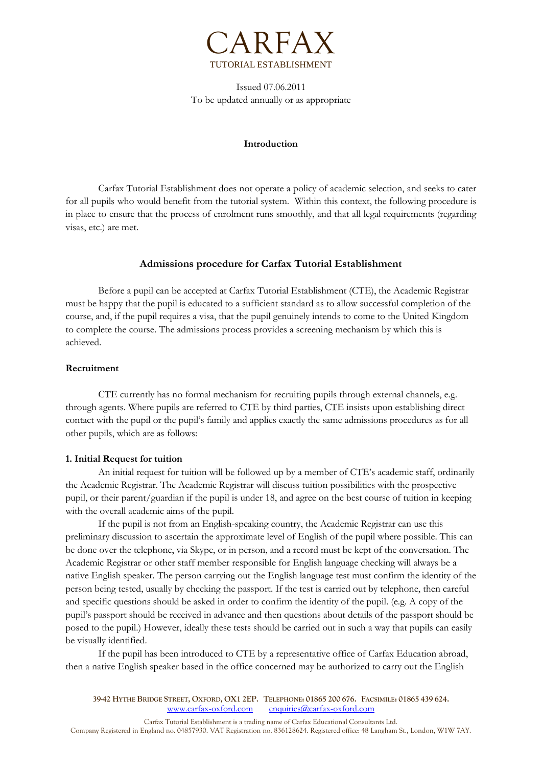# CARFAX

TUTORIAL ESTABLISHMENT

Issued 07.06.2011
To be updated annually or as appropriate

## Introduction

Carfax Tutorial Establishment does not operate a policy of academic selection, and seeks to cater for all pupils who would benefit from the tutorial system. Within this context, the following procedure is in place to ensure that the process of enrolment runs smoothly, and that all legal requirements (regarding visas, etc.) are met.

## Admissions procedure for Carfax Tutorial Establishment

Before a pupil can be accepted at Carfax Tutorial Establishment (CTE), the Academic Registrar must be happy that the pupil is educated to a sufficient standard as to allow successful completion of the course, and, if the pupil requires a visa, that the pupil genuinely intends to come to the United Kingdom to complete the course. The admissions process provides a screening mechanism by which this is achieved.

### Recruitment

CTE currently has no formal mechanism for recruiting pupils through external channels, e.g. through agents. Where pupils are referred to CTE by third parties, CTE insists upon establishing direct contact with the pupil or the pupil's family and applies exactly the same admissions procedures as for all other pupils, which are as follows:

#### 1. Initial Request for tuition

An initial request for tuition will be followed up by a member of CTE's academic staff, ordinarily the Academic Registrar. The Academic Registrar will discuss tuition possibilities with the prospective pupil, or their parent/guardian if the pupil is under 18, and agree on the best course of tuition in keeping with the overall academic aims of the pupil.

If the pupil is not from an English-speaking country, the Academic Registrar can use this preliminary discussion to ascertain the approximate level of English of the pupil where possible. This can be done over the telephone, via Skype, or in person, and a record must be kept of the conversation. The Academic Registrar or other staff member responsible for English language checking will always be a native English speaker. The person carrying out the English language test must confirm the identity of the person being tested, usually by checking the passport. If the test is carried out by telephone, then careful and specific questions should be asked in order to confirm the identity of the pupil. (e.g. A copy of the pupil's passport should be received in advance and then questions about details of the passport should be posed to the pupil.) However, ideally these tests should be carried out in such a way that pupils can easily be visually identified.

If the pupil has been introduced to CTE by a representative office of Carfax Education abroad, then a native English speaker based in the office concerned may be authorized to carry out the English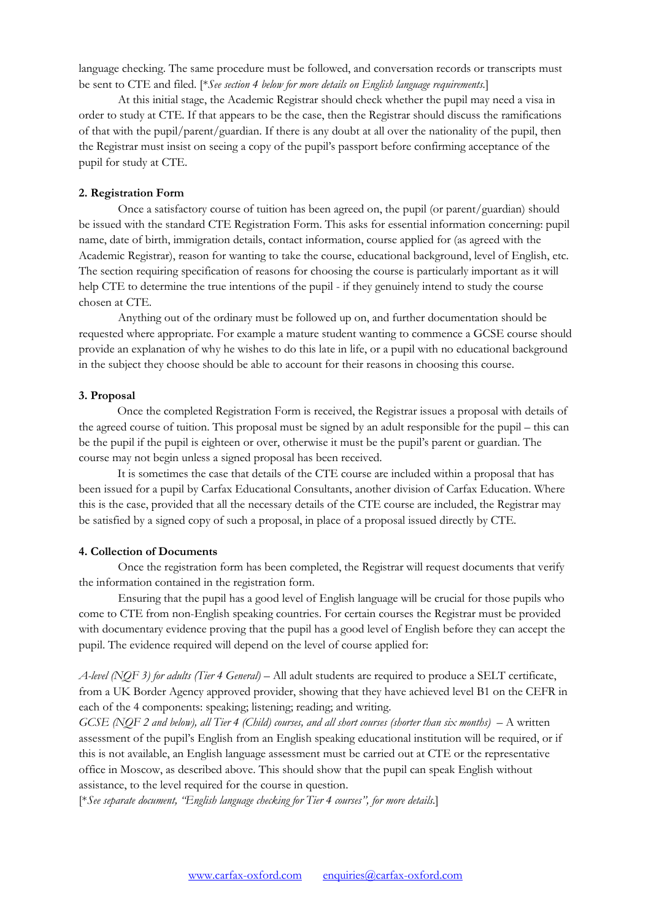language checking. The same procedure must be followed, and conversation records or transcripts must be sent to CTE and filed. [*See section 4 below for more details on English language requirements.*]

At this initial stage, the Academic Registrar should check whether the pupil may need a visa in order to study at CTE. If that appears to be the case, then the Registrar should discuss the ramifications of that with the pupil/parent/guardian. If there is any doubt at all over the nationality of the pupil, then the Registrar must insist on seeing a copy of the pupil's passport before confirming acceptance of the pupil for study at CTE.

**2. Registration Form**

Once a satisfactory course of tuition has been agreed on, the pupil (or parent/guardian) should be issued with the standard CTE Registration Form. This asks for essential information concerning: pupil name, date of birth, immigration details, contact information, course applied for (as agreed with the Academic Registrar), reason for wanting to take the course, educational background, level of English, etc. The section requiring specification of reasons for choosing the course is particularly important as it will help CTE to determine the true intentions of the pupil - if they genuinely intend to study the course chosen at CTE.

Anything out of the ordinary must be followed up on, and further documentation should be requested where appropriate. For example a mature student wanting to commence a GCSE course should provide an explanation of why he wishes to do this late in life, or a pupil with no educational background in the subject they choose should be able to account for their reasons in choosing this course.

**3. Proposal**

Once the completed Registration Form is received, the Registrar issues a proposal with details of the agreed course of tuition. This proposal must be signed by an adult responsible for the pupil – this can be the pupil if the pupil is eighteen or over, otherwise it must be the pupil's parent or guardian. The course may not begin unless a signed proposal has been received.

It is sometimes the case that details of the CTE course are included within a proposal that has been issued for a pupil by Carfax Educational Consultants, another division of Carfax Education. Where this is the case, provided that all the necessary details of the CTE course are included, the Registrar may be satisfied by a signed copy of such a proposal, in place of a proposal issued directly by CTE.

**4. Collection of Documents**

Once the registration form has been completed, the Registrar will request documents that verify the information contained in the registration form.

Ensuring that the pupil has a good level of English language will be crucial for those pupils who come to CTE from non-English speaking countries. For certain courses the Registrar must be provided with documentary evidence proving that the pupil has a good level of English before they can accept the pupil. The evidence required will depend on the level of course applied for:

*A-level (NQF 3) for adults (Tier 4 General)* – All adult students are required to produce a SELT certificate, from a UK Border Agency approved provider, showing that they have achieved level B1 on the CEFR in each of the 4 components: speaking; listening; reading; and writing.

*GCSE (NQF 2 and below), all Tier 4 (Child) courses, and all short courses (shorter than six months)* – A written assessment of the pupil's English from an English speaking educational institution will be required, or if this is not available, an English language assessment must be carried out at CTE or the representative office in Moscow, as described above. This should show that the pupil can speak English without assistance, to the level required for the course in question.

[*See separate document, "English language checking for Tier 4 courses", for more details.*]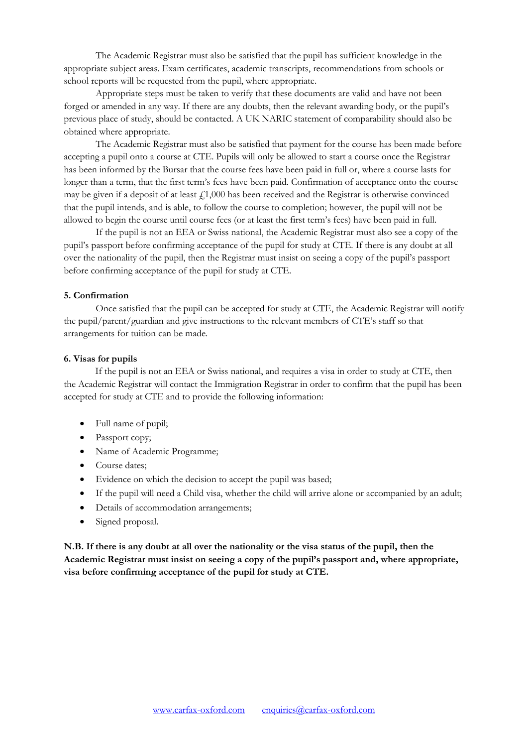The Academic Registrar must also be satisfied that the pupil has sufficient knowledge in the appropriate subject areas. Exam certificates, academic transcripts, recommendations from schools or school reports will be requested from the pupil, where appropriate.

Appropriate steps must be taken to verify that these documents are valid and have not been forged or amended in any way. If there are any doubts, then the relevant awarding body, or the pupil's previous place of study, should be contacted. A UK NARIC statement of comparability should also be obtained where appropriate.

The Academic Registrar must also be satisfied that payment for the course has been made before accepting a pupil onto a course at CTE. Pupils will only be allowed to start a course once the Registrar has been informed by the Bursar that the course fees have been paid in full or, where a course lasts for longer than a term, that the first term's fees have been paid. Confirmation of acceptance onto the course may be given if a deposit of at least £1,000 has been received and the Registrar is otherwise convinced that the pupil intends, and is able, to follow the course to completion; however, the pupil will not be allowed to begin the course until course fees (or at least the first term's fees) have been paid in full.

If the pupil is not an EEA or Swiss national, the Academic Registrar must also see a copy of the pupil's passport before confirming acceptance of the pupil for study at CTE. If there is any doubt at all over the nationality of the pupil, then the Registrar must insist on seeing a copy of the pupil's passport before confirming acceptance of the pupil for study at CTE.

### 5. Confirmation

Once satisfied that the pupil can be accepted for study at CTE, the Academic Registrar will notify the pupil/parent/guardian and give instructions to the relevant members of CTE's staff so that arrangements for tuition can be made.

### 6. Visas for pupils

If the pupil is not an EEA or Swiss national, and requires a visa in order to study at CTE, then the Academic Registrar will contact the Immigration Registrar in order to confirm that the pupil has been accepted for study at CTE and to provide the following information:

- Full name of pupil;
- Passport copy;
- Name of Academic Programme;
- Course dates;
- Evidence on which the decision to accept the pupil was based;
- If the pupil will need a Child visa, whether the child will arrive alone or accompanied by an adult;
- Details of accommodation arrangements;
- Signed proposal.

**N.B. If there is any doubt at all over the nationality or the visa status of the pupil, then the Academic Registrar must insist on seeing a copy of the pupil's passport and, where appropriate, visa before confirming acceptance of the pupil for study at CTE.**